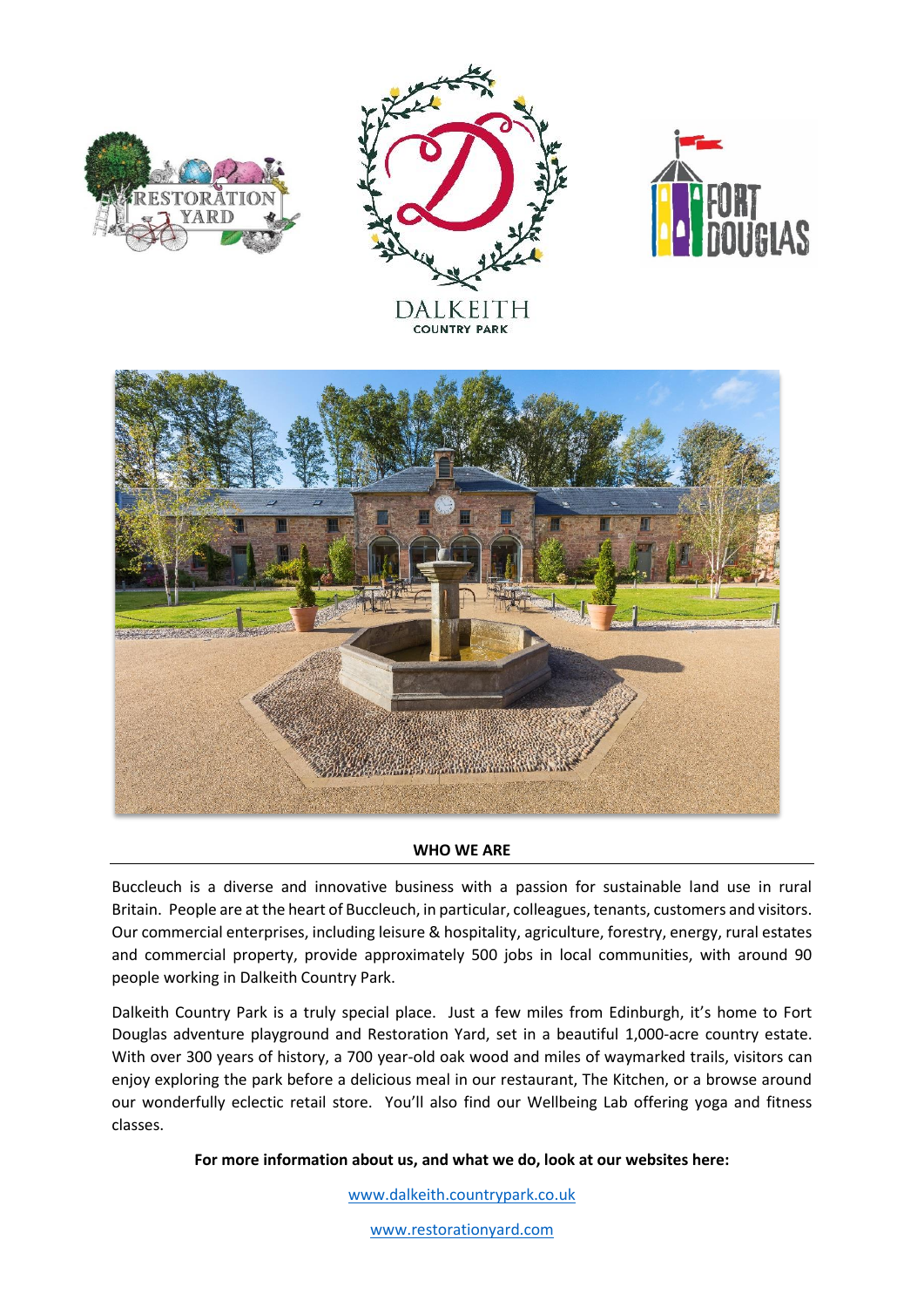## WHO WE ARE

Buccleuch is a diverse and innovative business with a passion for sustainable land use in rural Britain. People are at the heart of Buccleuch, in particular, colleagues, tenants, customers and visitors. Our commercial enterprises, including leisure & hospitality, agriculture, forestry, energy, rural estates and commercial property, provide approximately 500 jobs in local communities, with around 90 people working in Dalkeith Country Park.

Dalkeith Country Park is a truly special place. Just a few miles from Edinburgh, it's home to Fort Douglas adventure playground and Restoration Yard, set in a beautiful 1,000-acre country estate. With over 300 years of history, a 700 year-old oak wood and miles of waymarked trails, visitors can enjoy exploring the park before a delicious meal in our restaurant, The Kitchen, or a browse around our wonderfully eclectic retail store. You'll also find our Wellbeing Lab offering yoga and fitness classes.

**For more information about us, and what we do, look at our websites here:**

www.dalkeith.countrypark.co.uk

www.restorationyard.com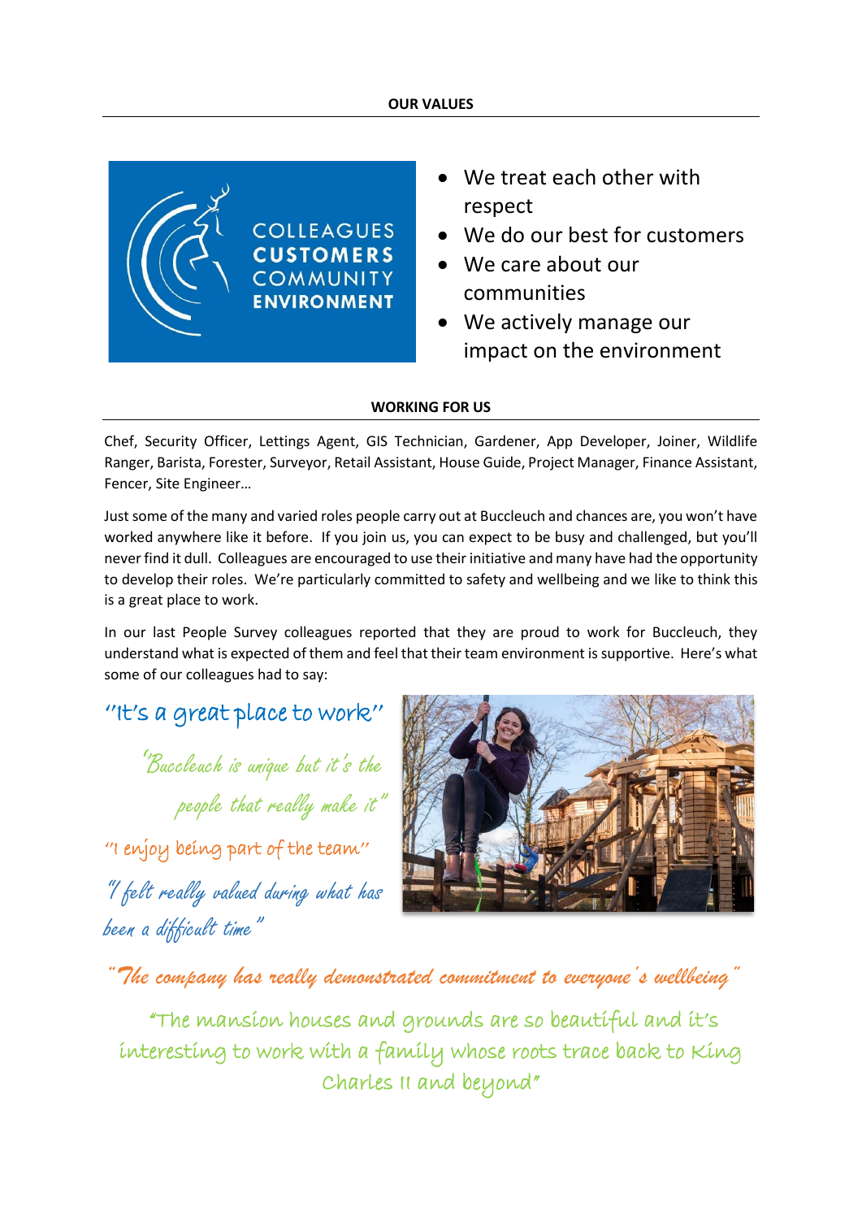## OUR VALUES

- We treat each other with respect
- We do our best for customers
- We care about our communities
- We actively manage our impact on the environment

## WORKING FOR US

Chef, Security Officer, Lettings Agent, GIS Technician, Gardener, App Developer, Joiner, Wildlife Ranger, Barista, Forester, Surveyor, Retail Assistant, House Guide, Project Manager, Finance Assistant, Fencer, Site Engineer…

Just some of the many and varied roles people carry out at Buccleuch and chances are, you won't have worked anywhere like it before. If you join us, you can expect to be busy and challenged, but you'll never find it dull. Colleagues are encouraged to use their initiative and many have had the opportunity to develop their roles. We're particularly committed to safety and wellbeing and we like to think this is a great place to work.

In our last People Survey colleagues reported that they are proud to work for Buccleuch, they understand what is expected of them and feel that their team environment is supportive. Here's what some of our colleagues had to say:

*"It's a great place to work"*

*"Buccleuch is unique but it's the people that really make it"*

*"I enjoy being part of the team"*

*"I felt really valued during what has been a difficult time"*

*"The company has really demonstrated commitment to everyone's wellbeing"*

*"The mansion houses and grounds are so beautiful and it's interesting to work with a family whose roots trace back to King Charles II and beyond"*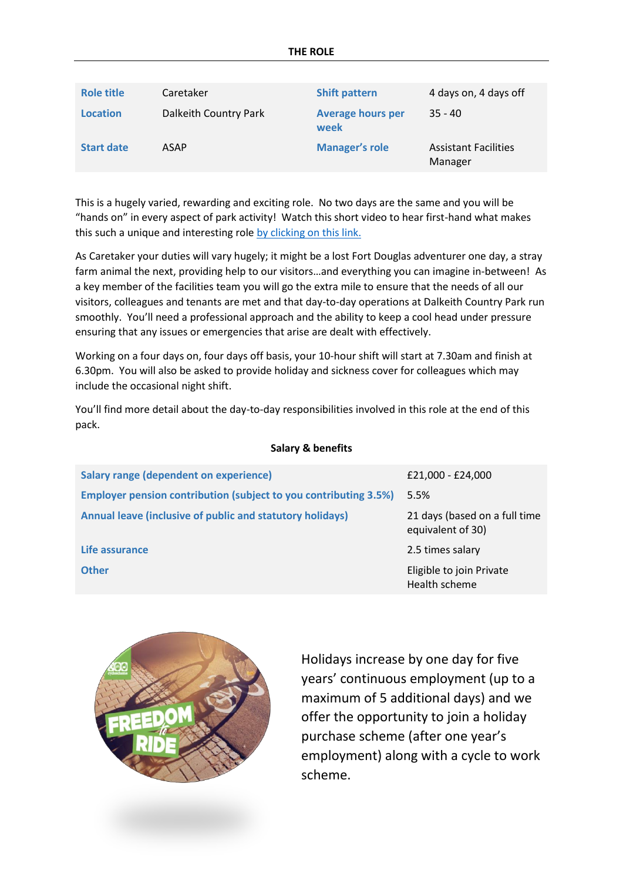## THE ROLE

| | | | |
|---|---|---|---|
| **Role title** | Caretaker | **Shift pattern** | 4 days on, 4 days off |
| **Location** | Dalkeith Country Park | **Average hours per week** | 35 - 40 |
| **Start date** | ASAP | **Manager's role** | Assistant Facilities Manager |

This is a hugely varied, rewarding and exciting role. No two days are the same and you will be "hands on" in every aspect of park activity! Watch this short video to hear first-hand what makes this such a unique and interesting role [by clicking on this link.]

As Caretaker your duties will vary hugely; it might be a lost Fort Douglas adventurer one day, a stray farm animal the next, providing help to our visitors…and everything you can imagine in-between! As a key member of the facilities team you will go the extra mile to ensure that the needs of all our visitors, colleagues and tenants are met and that day-to-day operations at Dalkeith Country Park run smoothly. You'll need a professional approach and the ability to keep a cool head under pressure ensuring that any issues or emergencies that arise are dealt with effectively.

Working on a four days on, four days off basis, your 10-hour shift will start at 7.30am and finish at 6.30pm. You will also be asked to provide holiday and sickness cover for colleagues which may include the occasional night shift.

You'll find more detail about the day-to-day responsibilities involved in this role at the end of this pack.

### Salary & benefits

| | |
|---|---|
| **Salary range (dependent on experience)** | £21,000 - £24,000 |
| **Employer pension contribution (subject to you contributing 3.5%)** | 5.5% |
| **Annual leave (inclusive of public and statutory holidays)** | 21 days (based on a full time equivalent of 30) |
| **Life assurance** | 2.5 times salary |
| **Other** | Eligible to join Private Health scheme |

Holidays increase by one day for five years' continuous employment (up to a maximum of 5 additional days) and we offer the opportunity to join a holiday purchase scheme (after one year's employment) along with a cycle to work scheme.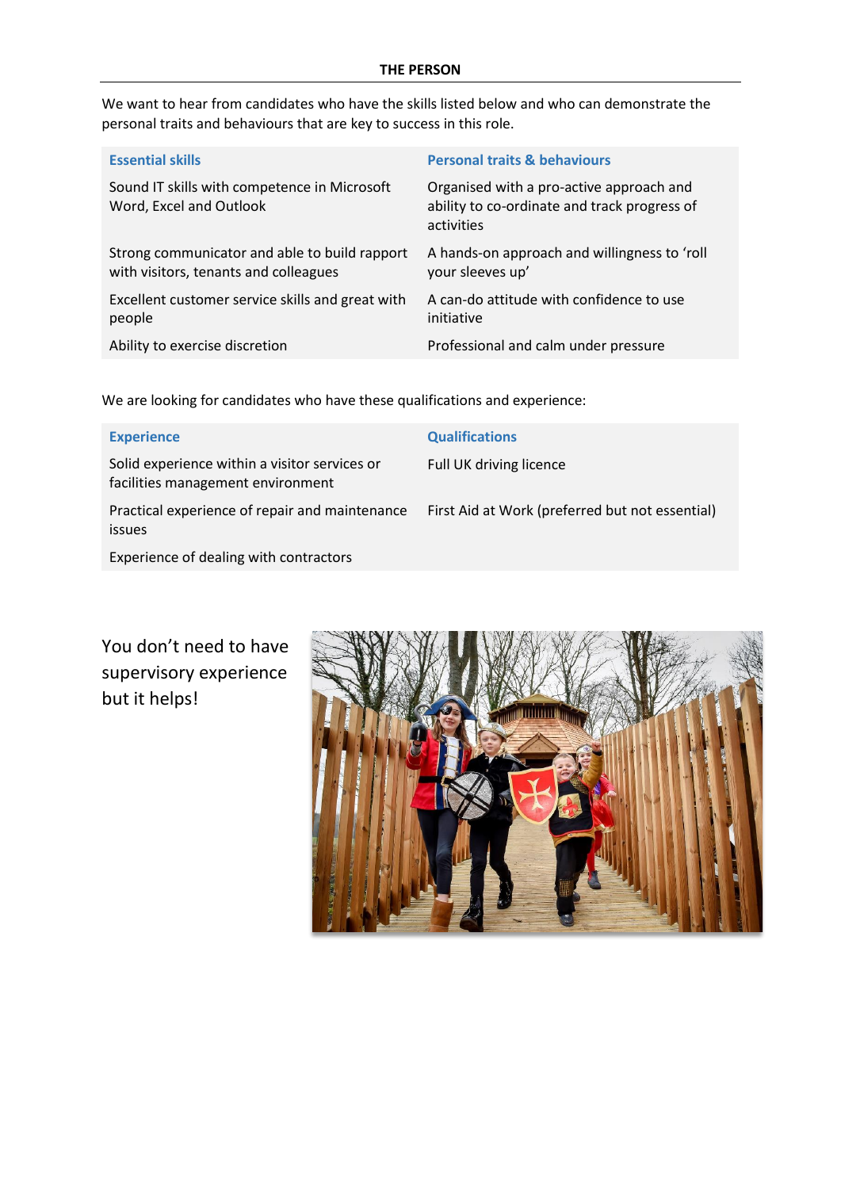## THE PERSON

We want to hear from candidates who have the skills listed below and who can demonstrate the personal traits and behaviours that are key to success in this role.

| Essential skills | Personal traits & behaviours |
|---|---|
| Sound IT skills with competence in Microsoft Word, Excel and Outlook | Organised with a pro-active approach and ability to co-ordinate and track progress of activities |
| Strong communicator and able to build rapport with visitors, tenants and colleagues | A hands-on approach and willingness to 'roll your sleeves up' |
| Excellent customer service skills and great with people | A can-do attitude with confidence to use initiative |
| Ability to exercise discretion | Professional and calm under pressure |

We are looking for candidates who have these qualifications and experience:

| Experience | Qualifications |
|---|---|
| Solid experience within a visitor services or facilities management environment | Full UK driving licence |
| Practical experience of repair and maintenance issues | First Aid at Work (preferred but not essential) |
| Experience of dealing with contractors | |

You don't need to have supervisory experience but it helps!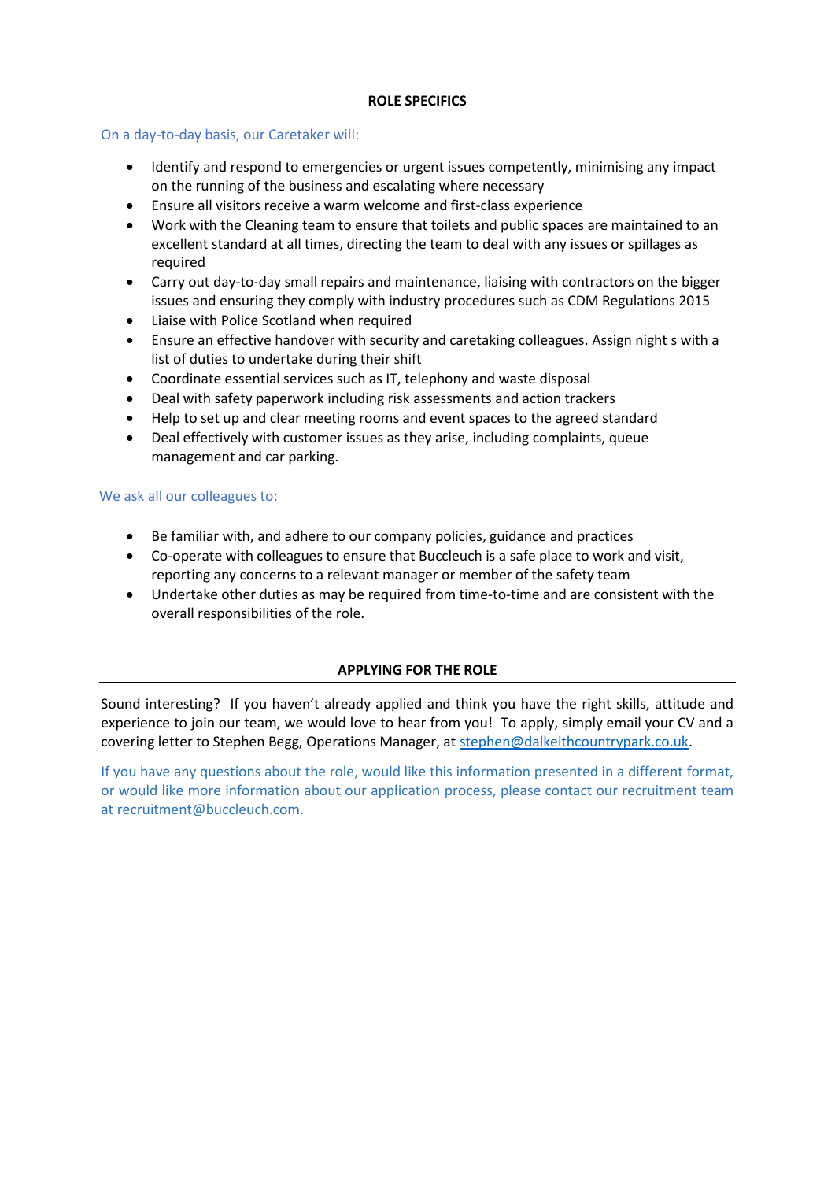## ROLE SPECIFICS

On a day-to-day basis, our Caretaker will:

- Identify and respond to emergencies or urgent issues competently, minimising any impact on the running of the business and escalating where necessary
- Ensure all visitors receive a warm welcome and first-class experience
- Work with the Cleaning team to ensure that toilets and public spaces are maintained to an excellent standard at all times, directing the team to deal with any issues or spillages as required
- Carry out day-to-day small repairs and maintenance, liaising with contractors on the bigger issues and ensuring they comply with industry procedures such as CDM Regulations 2015
- Liaise with Police Scotland when required
- Ensure an effective handover with security and caretaking colleagues. Assign night s with a list of duties to undertake during their shift
- Coordinate essential services such as IT, telephony and waste disposal
- Deal with safety paperwork including risk assessments and action trackers
- Help to set up and clear meeting rooms and event spaces to the agreed standard
- Deal effectively with customer issues as they arise, including complaints, queue management and car parking.

We ask all our colleagues to:

- Be familiar with, and adhere to our company policies, guidance and practices
- Co-operate with colleagues to ensure that Buccleuch is a safe place to work and visit, reporting any concerns to a relevant manager or member of the safety team
- Undertake other duties as may be required from time-to-time and are consistent with the overall responsibilities of the role.

## APPLYING FOR THE ROLE

Sound interesting? If you haven't already applied and think you have the right skills, attitude and experience to join our team, we would love to hear from you! To apply, simply email your CV and a covering letter to Stephen Begg, Operations Manager, at stephen@dalkeithcountrypark.co.uk.

If you have any questions about the role, would like this information presented in a different format, or would like more information about our application process, please contact our recruitment team at recruitment@buccleuch.com.